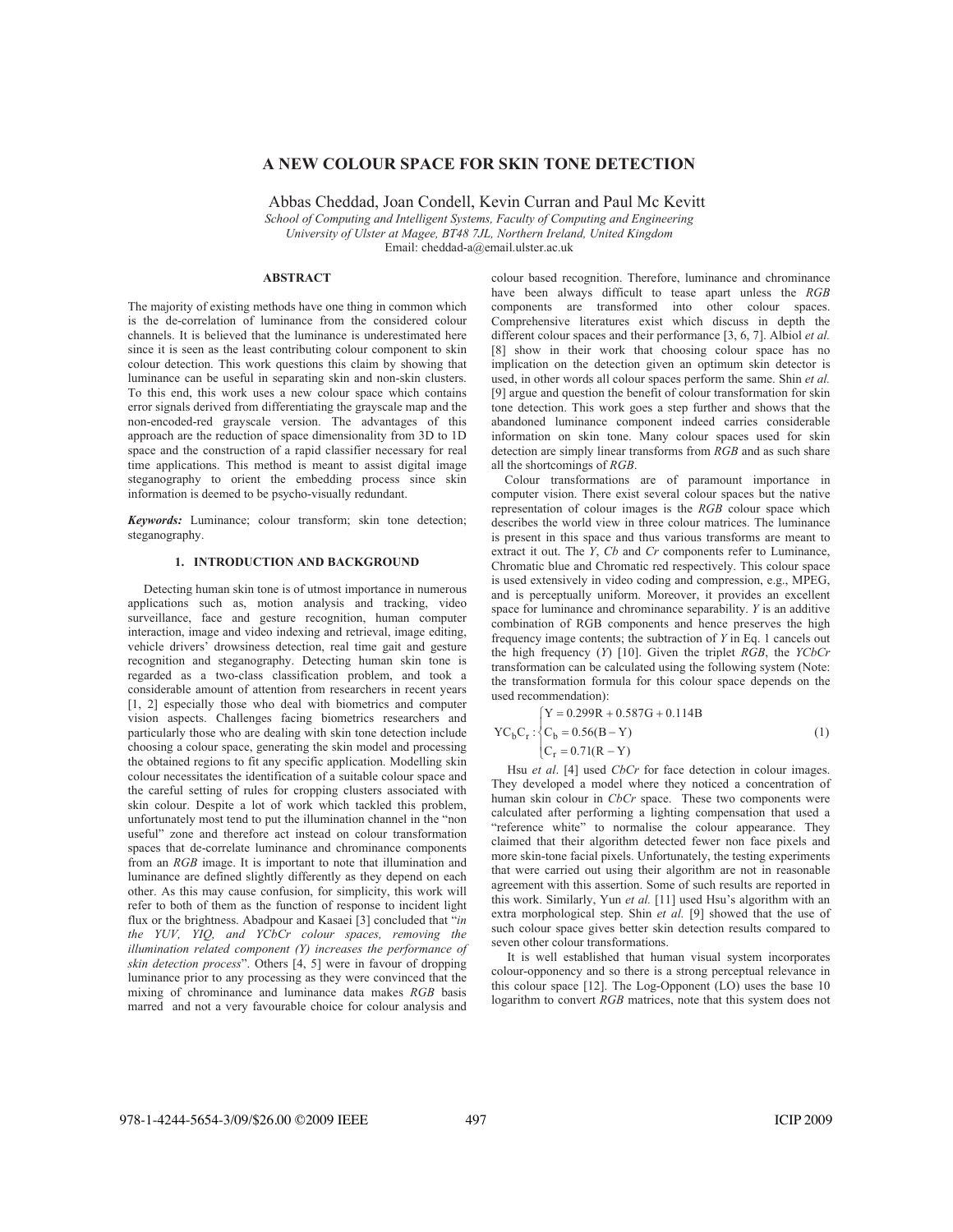# A NEW COLOUR SPACE FOR SKIN TONE DETECTION

Abbas Cheddad, Joan Condell, Kevin Curran and Paul Mc Kevitt

*School of Computing and Intelligent Systems, Faculty of Computing and Engineering*
*University of Ulster at Magee, BT48 7JL, Northern Ireland, United Kingdom*
Email: cheddad-a@email.ulster.ac.uk

## ABSTRACT

The majority of existing methods have one thing in common which is the de-correlation of luminance from the considered colour channels. It is believed that the luminance is underestimated here since it is seen as the least contributing colour component to skin colour detection. This work questions this claim by showing that luminance can be useful in separating skin and non-skin clusters. To this end, this work uses a new colour space which contains error signals derived from differentiating the grayscale map and the non-encoded-red grayscale version. The advantages of this approach are the reduction of space dimensionality from 3D to 1D space and the construction of a rapid classifier necessary for real time applications. This method is meant to assist digital image steganography to orient the embedding process since skin information is deemed to be psycho-visually redundant.

***Keywords:*** Luminance; colour transform; skin tone detection; steganography.

## 1. INTRODUCTION AND BACKGROUND

Detecting human skin tone is of utmost importance in numerous applications such as, motion analysis and tracking, video surveillance, face and gesture recognition, human computer interaction, image and video indexing and retrieval, image editing, vehicle drivers' drowsiness detection, real time gait and gesture recognition and steganography. Detecting human skin tone is regarded as a two-class classification problem, and took a considerable amount of attention from researchers in recent years [1, 2] especially those who deal with biometrics and computer vision aspects. Challenges facing biometrics researchers and particularly those who are dealing with skin tone detection include choosing a colour space, generating the skin model and processing the obtained regions to fit any specific application. Modelling skin colour necessitates the identification of a suitable colour space and the careful setting of rules for cropping clusters associated with skin colour. Despite a lot of work which tackled this problem, unfortunately most tend to put the illumination channel in the "non useful" zone and therefore act instead on colour transformation spaces that de-correlate luminance and chrominance components from an *RGB* image. It is important to note that illumination and luminance are defined slightly differently as they depend on each other. As this may cause confusion, for simplicity, this work will refer to both of them as the function of response to incident light flux or the brightness. Abadpour and Kasaei [3] concluded that "*in the YUV, YIQ, and YCbCr colour spaces, removing the illumination related component (Y) increases the performance of skin detection process*". Others [4, 5] were in favour of dropping luminance prior to any processing as they were convinced that the mixing of chrominance and luminance data makes *RGB* basis marred and not a very favourable choice for colour analysis and colour based recognition. Therefore, luminance and chrominance have been always difficult to tease apart unless the *RGB* components are transformed into other colour spaces. Comprehensive literatures exist which discuss in depth the different colour spaces and their performance [3, 6, 7]. Albiol *et al.* [8] show in their work that choosing colour space has no implication on the detection given an optimum skin detector is used, in other words all colour spaces perform the same. Shin *et al.* [9] argue and question the benefit of colour transformation for skin tone detection. This work goes a step further and shows that the abandoned luminance component indeed carries considerable information on skin tone. Many colour spaces used for skin detection are simply linear transforms from *RGB* and as such share all the shortcomings of *RGB*.

Colour transformations are of paramount importance in computer vision. There exist several colour spaces but the native representation of colour images is the *RGB* colour space which describes the world view in three colour matrices. The luminance is present in this space and thus various transforms are meant to extract it out. The *Y*, *Cb* and *Cr* components refer to Luminance, Chromatic blue and Chromatic red respectively. This colour space is used extensively in video coding and compression, e.g., MPEG, and is perceptually uniform. Moreover, it provides an excellent space for luminance and chrominance separability. *Y* is an additive combination of RGB components and hence preserves the high frequency image contents; the subtraction of *Y* in Eq. 1 cancels out the high frequency (*Y*) [10]. Given the triplet *RGB*, the *YCbCr* transformation can be calculated using the following system (Note: the transformation formula for this colour space depends on the used recommendation):

$$
YC_bC_r : \begin{cases} Y = 0.299R + 0.587G + 0.114B \\ C_b = 0.56(B - Y) \\ C_r = 0.71(R - Y) \end{cases} \tag{1}
$$

Hsu *et al*. [4] used *CbCr* for face detection in colour images. They developed a model where they noticed a concentration of human skin colour in *CbCr* space. These two components were calculated after performing a lighting compensation that used a "reference white" to normalise the colour appearance. They claimed that their algorithm detected fewer non face pixels and more skin-tone facial pixels. Unfortunately, the testing experiments that were carried out using their algorithm are not in reasonable agreement with this assertion. Some of such results are reported in this work. Similarly, Yun *et al.* [11] used Hsu's algorithm with an extra morphological step. Shin *et al.* [9] showed that the use of such colour space gives better skin detection results compared to seven other colour transformations.

It is well established that human visual system incorporates colour-opponency and so there is a strong perceptual relevance in this colour space [12]. The Log-Opponent (LO) uses the base 10 logarithm to convert *RGB* matrices, note that this system does not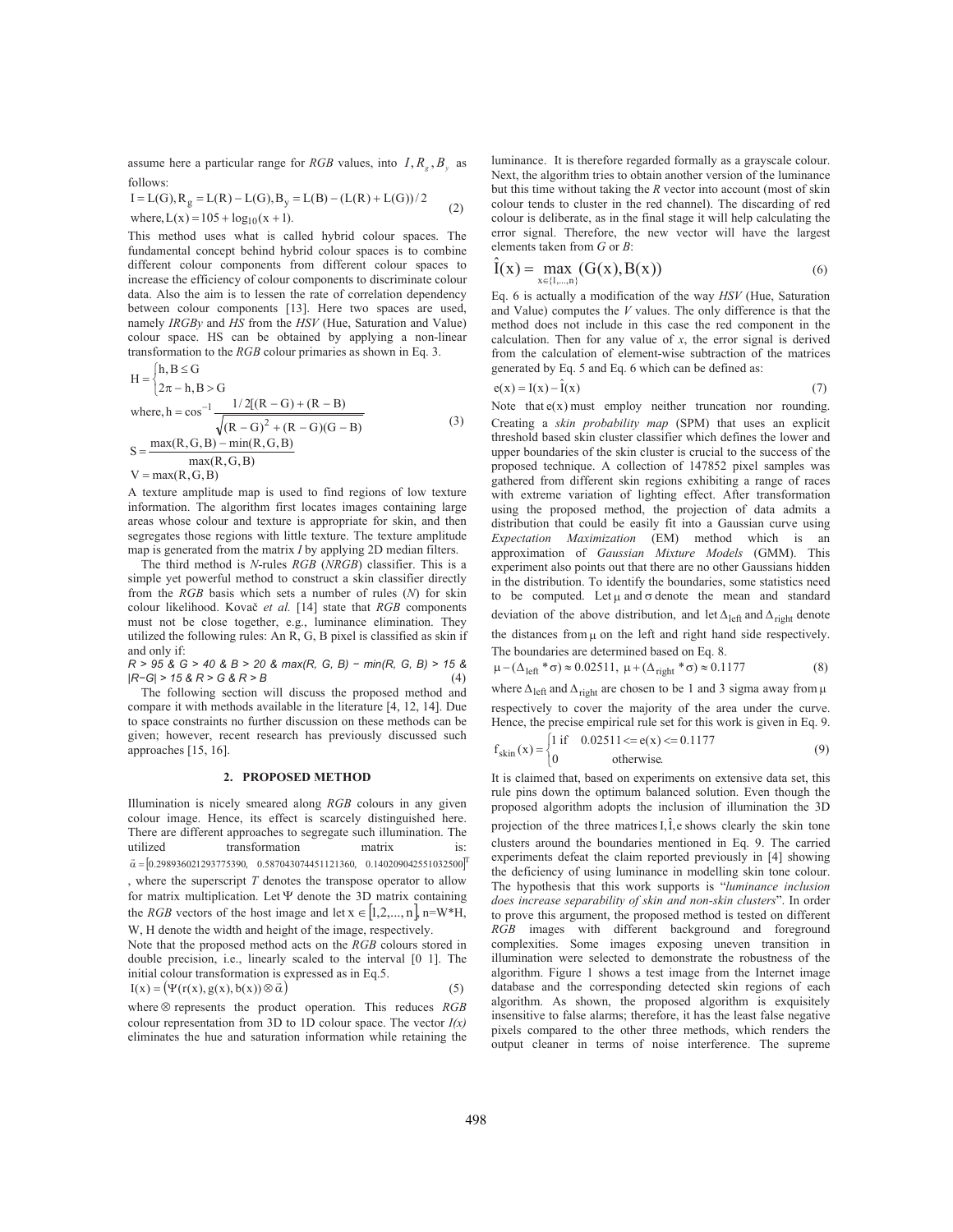assume here a particular range for *RGB* values, into $I, R_g, B_y$ as follows:

$$I = L(G), R_g = L(R) - L(G), B_y = L(B) - (L(R) + L(G))/2$$
$$\text{where}, L(x) = 105 + \log_{10}(x+1). \tag{2}$$

This method uses what is called hybrid colour spaces. The fundamental concept behind hybrid colour spaces is to combine different colour components from different colour spaces to increase the efficiency of colour components to discriminate colour data. Also the aim is to lessen the rate of correlation dependency between colour components [13]. Here two spaces are used, namely *IRGBy* and *HS* from the *HSV* (Hue, Saturation and Value) colour space. HS can be obtained by applying a non-linear transformation to the *RGB* colour primaries as shown in Eq. 3.

$$H = \begin{cases} h, B \le G \\ 2\pi - h, B > G \end{cases}$$
$$\text{where}, h = \cos^{-1} \frac{1/2[(R-G)+(R-B)]}{\sqrt{(R-G)^2 + (R-G)(G-B)}} \tag{3}$$
$$S = \frac{\max(R,G,B) - \min(R,G,B)}{\max(R,G,B)}$$
$$V = \max(R,G,B)$$

A texture amplitude map is used to find regions of low texture information. The algorithm first locates images containing large areas whose colour and texture is appropriate for skin, and then segregates those regions with little texture. The texture amplitude map is generated from the matrix *I* by applying 2D median filters.

The third method is *N*-rules *RGB* (*NRGB*) classifier. This is a simple yet powerful method to construct a skin classifier directly from the *RGB* basis which sets a number of rules (*N*) for skin colour likelihood. Kovač *et al.* [14] state that *RGB* components must not be close together, e.g., luminance elimination. They utilized the following rules: An R, G, B pixel is classified as skin if and only if:

*R > 95 & G > 40 & B > 20 & max(R, G, B) − min(R, G, B) > 15 & |R−G| > 15 & R > G & R > B* (4)

The following section will discuss the proposed method and compare it with methods available in the literature [4, 12, 14]. Due to space constraints no further discussion on these methods can be given; however, recent research has previously discussed such approaches [15, 16].

## 2. PROPOSED METHOD

Illumination is nicely smeared along *RGB* colours in any given colour image. Hence, its effect is scarcely distinguished here. There are different approaches to segregate such illumination. The utilized transformation matrix is: $\vec{\alpha} = [0.298936021293775390,\ 0.587043074451121360,\ 0.140209042551032500]^T$, where the superscript *T* denotes the transpose operator to allow for matrix multiplication. Let $\Psi$ denote the 3D matrix containing the *RGB* vectors of the host image and let $x \in [1,2,...,n]$, n=W*H, W, H denote the width and height of the image, respectively.

Note that the proposed method acts on the *RGB* colours stored in double precision, i.e., linearly scaled to the interval [0 1]. The initial colour transformation is expressed as in Eq.5.

$$I(x) = \left(\Psi(r(x), g(x), b(x)) \otimes \vec{\alpha}\right) \tag{5}$$

where $\otimes$ represents the product operation. This reduces *RGB* colour representation from 3D to 1D colour space. The vector *I(x)* eliminates the hue and saturation information while retaining the luminance. It is therefore regarded formally as a grayscale colour. Next, the algorithm tries to obtain another version of the luminance but this time without taking the *R* vector into account (most of skin colour tends to cluster in the red channel). The discarding of red colour is deliberate, as in the final stage it will help calculating the error signal. Therefore, the new vector will have the largest elements taken from *G* or *B*:

$$\hat{I}(x) = \max_{x \in \{1,...,n\}} (G(x), B(x)) \tag{6}$$

Eq. 6 is actually a modification of the way *HSV* (Hue, Saturation and Value) computes the *V* values. The only difference is that the method does not include in this case the red component in the calculation. Then for any value of *x*, the error signal is derived from the calculation of element-wise subtraction of the matrices generated by Eq. 5 and Eq. 6 which can be defined as:

$$e(x) = I(x) - \hat{I}(x) \tag{7}$$

Note that $e(x)$ must employ neither truncation nor rounding. Creating a *skin probability map* (SPM) that uses an explicit threshold based skin cluster classifier which defines the lower and upper boundaries of the skin cluster is crucial to the success of the proposed technique. A collection of 147852 pixel samples was gathered from different skin regions exhibiting a range of races with extreme variation of lighting effect. After transformation using the proposed method, the projection of data admits a distribution that could be easily fit into a Gaussian curve using *Expectation Maximization* (EM) method which is an approximation of *Gaussian Mixture Models* (GMM). This experiment also points out that there are no other Gaussians hidden in the distribution. To identify the boundaries, some statistics need to be computed. Let $\mu$ and $\sigma$ denote the mean and standard deviation of the above distribution, and let $\Delta_{left}$ and $\Delta_{right}$ denote the distances from $\mu$ on the left and right hand side respectively. The boundaries are determined based on Eq. 8.

$$\mu - (\Delta_{left} * \sigma) \approx 0.02511,\ \mu + (\Delta_{right} * \sigma) \approx 0.1177 \tag{8}$$

where $\Delta_{left}$ and $\Delta_{right}$ are chosen to be 1 and 3 sigma away from $\mu$ respectively to cover the majority of the area under the curve. Hence, the precise empirical rule set for this work is given in Eq. 9.

$$f_{skin}(x) = \begin{cases} 1 \text{ if } & 0.02511 <= e(x) <= 0.1177 \\ 0 & \text{otherwise.} \end{cases} \tag{9}$$

It is claimed that, based on experiments on extensive data set, this rule pins down the optimum balanced solution. Even though the proposed algorithm adopts the inclusion of illumination the 3D projection of the three matrices $I, \hat{I}, e$ shows clearly the skin tone clusters around the boundaries mentioned in Eq. 9. The carried experiments defeat the claim reported previously in [4] showing the deficiency of using luminance in modelling skin tone colour. The hypothesis that this work supports is "*luminance inclusion does increase separability of skin and non-skin clusters*". In order to prove this argument, the proposed method is tested on different *RGB* images with different background and foreground complexities. Some images exposing uneven transition in illumination were selected to demonstrate the robustness of the algorithm. Figure 1 shows a test image from the Internet image database and the corresponding detected skin regions of each algorithm. As shown, the proposed algorithm is exquisitely insensitive to false alarms; therefore, it has the least false negative pixels compared to the other three methods, which renders the output cleaner in terms of noise interference. The supreme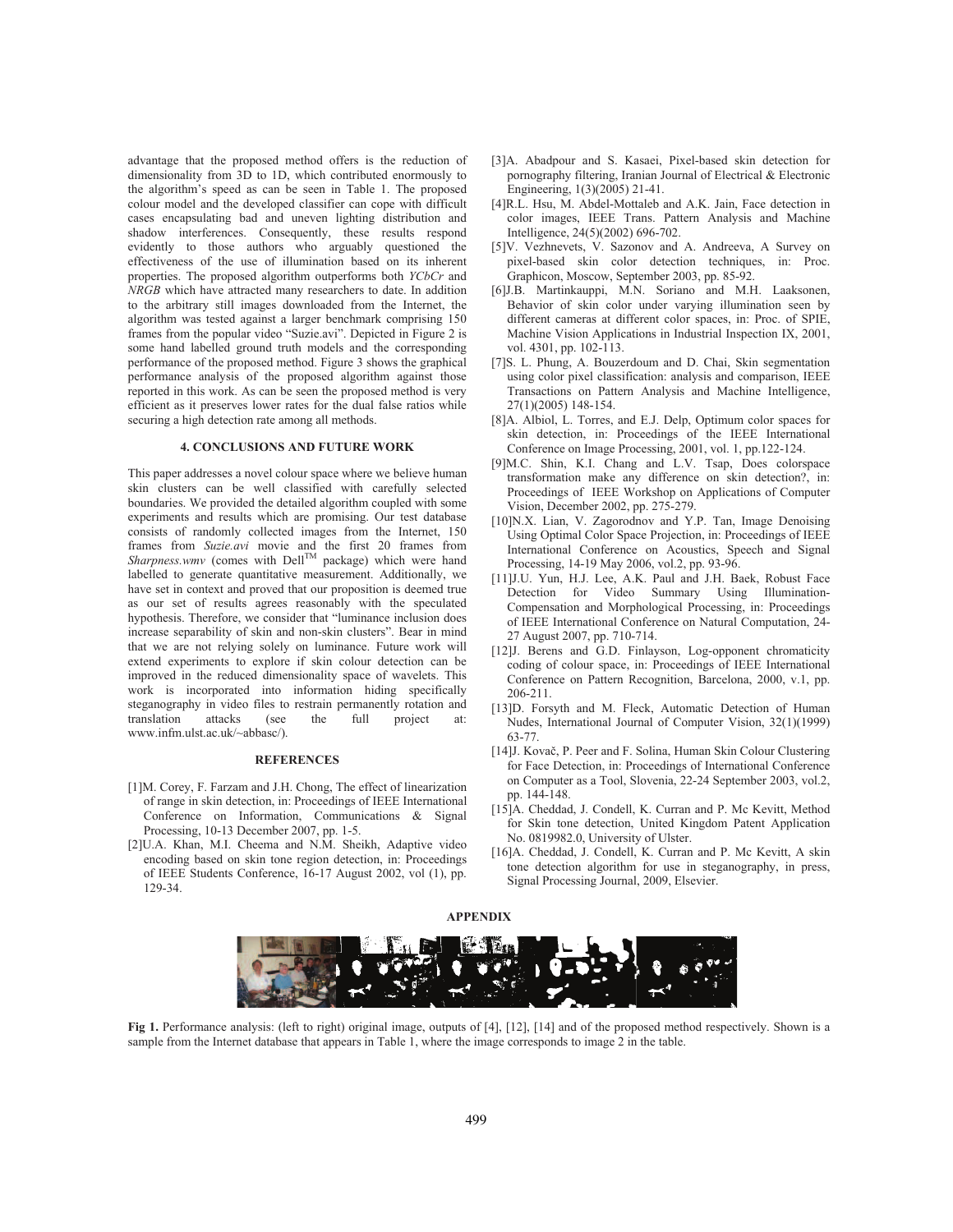advantage that the proposed method offers is the reduction of dimensionality from 3D to 1D, which contributed enormously to the algorithm's speed as can be seen in Table 1. The proposed colour model and the developed classifier can cope with difficult cases encapsulating bad and uneven lighting distribution and shadow interferences. Consequently, these results respond evidently to those authors who arguably questioned the effectiveness of the use of illumination based on its inherent properties. The proposed algorithm outperforms both *YCbCr* and *NRGB* which have attracted many researchers to date. In addition to the arbitrary still images downloaded from the Internet, the algorithm was tested against a larger benchmark comprising 150 frames from the popular video "Suzie.avi". Depicted in Figure 2 is some hand labelled ground truth models and the corresponding performance of the proposed method. Figure 3 shows the graphical performance analysis of the proposed algorithm against those reported in this work. As can be seen the proposed method is very efficient as it preserves lower rates for the dual false ratios while securing a high detection rate among all methods.

## 4. CONCLUSIONS AND FUTURE WORK

This paper addresses a novel colour space where we believe human skin clusters can be well classified with carefully selected boundaries. We provided the detailed algorithm coupled with some experiments and results which are promising. Our test database consists of randomly collected images from the Internet, 150 frames from *Suzie.avi* movie and the first 20 frames from *Sharpness.wmv* (comes with Dell™ package) which were hand labelled to generate quantitative measurement. Additionally, we have set in context and proved that our proposition is deemed true as our set of results agrees reasonably with the speculated hypothesis. Therefore, we consider that "luminance inclusion does increase separability of skin and non-skin clusters". Bear in mind that we are not relying solely on luminance. Future work will extend experiments to explore if skin colour detection can be improved in the reduced dimensionality space of wavelets. This work is incorporated into information hiding specifically steganography in video files to restrain permanently rotation and translation attacks (see the full project at: www.infm.ulst.ac.uk/~abbasc/).

## REFERENCES

[1]M. Corey, F. Farzam and J.H. Chong, The effect of linearization of range in skin detection, in: Proceedings of IEEE International Conference on Information, Communications & Signal Processing, 10-13 December 2007, pp. 1-5.

[2]U.A. Khan, M.I. Cheema and N.M. Sheikh, Adaptive video encoding based on skin tone region detection, in: Proceedings of IEEE Students Conference, 16-17 August 2002, vol (1), pp. 129-34.

[3]A. Abadpour and S. Kasaei, Pixel-based skin detection for pornography filtering, Iranian Journal of Electrical & Electronic Engineering, 1(3)(2005) 21-41.

[4]R.L. Hsu, M. Abdel-Mottaleb and A.K. Jain, Face detection in color images, IEEE Trans. Pattern Analysis and Machine Intelligence, 24(5)(2002) 696-702.

[5]V. Vezhnevets, V. Sazonov and A. Andreeva, A Survey on pixel-based skin color detection techniques, in: Proc. Graphicon, Moscow, September 2003, pp. 85-92.

[6]J.B. Martinkauppi, M.N. Soriano and M.H. Laaksonen, Behavior of skin color under varying illumination seen by different cameras at different color spaces, in: Proc. of SPIE, Machine Vision Applications in Industrial Inspection IX, 2001, vol. 4301, pp. 102-113.

[7]S. L. Phung, A. Bouzerdoum and D. Chai, Skin segmentation using color pixel classification: analysis and comparison, IEEE Transactions on Pattern Analysis and Machine Intelligence, 27(1)(2005) 148-154.

[8]A. Albiol, L. Torres, and E.J. Delp, Optimum color spaces for skin detection, in: Proceedings of the IEEE International Conference on Image Processing, 2001, vol. 1, pp.122-124.

[9]M.C. Shin, K.I. Chang and L.V. Tsap, Does colorspace transformation make any difference on skin detection?, in: Proceedings of IEEE Workshop on Applications of Computer Vision, December 2002, pp. 275-279.

[10]N.X. Lian, V. Zagorodnov and Y.P. Tan, Image Denoising Using Optimal Color Space Projection, in: Proceedings of IEEE International Conference on Acoustics, Speech and Signal Processing, 14-19 May 2006, vol.2, pp. 93-96.

[11]J.U. Yun, H.J. Lee, A.K. Paul and J.H. Baek, Robust Face Detection for Video Summary Using Illumination-Compensation and Morphological Processing, in: Proceedings of IEEE International Conference on Natural Computation, 24-27 August 2007, pp. 710-714.

[12]J. Berens and G.D. Finlayson, Log-opponent chromaticity coding of colour space, in: Proceedings of IEEE International Conference on Pattern Recognition, Barcelona, 2000, v.1, pp. 206-211.

[13]D. Forsyth and M. Fleck, Automatic Detection of Human Nudes, International Journal of Computer Vision, 32(1)(1999) 63-77.

[14]J. Kovač, P. Peer and F. Solina, Human Skin Colour Clustering for Face Detection, in: Proceedings of International Conference on Computer as a Tool, Slovenia, 22-24 September 2003, vol.2, pp. 144-148.

[15]A. Cheddad, J. Condell, K. Curran and P. Mc Kevitt, Method for Skin tone detection, United Kingdom Patent Application No. 0819982.0, University of Ulster.

[16]A. Cheddad, J. Condell, K. Curran and P. Mc Kevitt, A skin tone detection algorithm for use in steganography, in press, Signal Processing Journal, 2009, Elsevier.

## APPENDIX

**Fig 1.** Performance analysis: (left to right) original image, outputs of [4], [12], [14] and of the proposed method respectively. Shown is a sample from the Internet database that appears in Table 1, where the image corresponds to image 2 in the table.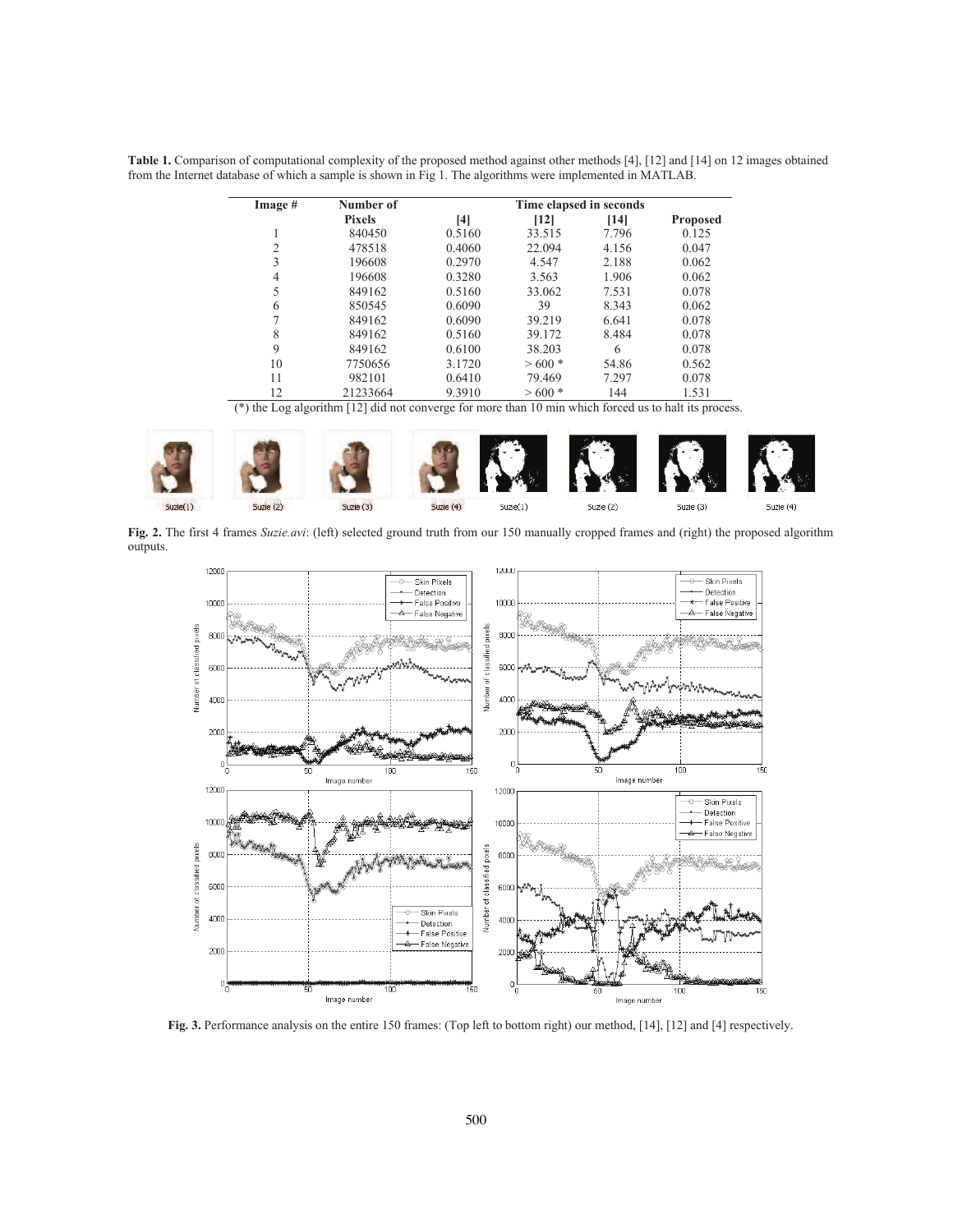**Table 1.** Comparison of computational complexity of the proposed method against other methods [4], [12] and [14] on 12 images obtained from the Internet database of which a sample is shown in Fig 1. The algorithms were implemented in MATLAB.

| Image # | Number of Pixels | Time elapsed in seconds | | | |
|---|---|---|---|---|---|
| | | [4] | [12] | [14] | Proposed |
| 1 | 840450 | 0.5160 | 33.515 | 7.796 | 0.125 |
| 2 | 478518 | 0.4060 | 22.094 | 4.156 | 0.047 |
| 3 | 196608 | 0.2970 | 4.547 | 2.188 | 0.062 |
| 4 | 196608 | 0.3280 | 3.563 | 1.906 | 0.062 |
| 5 | 849162 | 0.5160 | 33.062 | 7.531 | 0.078 |
| 6 | 850545 | 0.6090 | 39 | 8.343 | 0.062 |
| 7 | 849162 | 0.6090 | 39.219 | 6.641 | 0.078 |
| 8 | 849162 | 0.5160 | 39.172 | 8.484 | 0.078 |
| 9 | 849162 | 0.6100 | 38.203 | 6 | 0.078 |
| 10 | 7750656 | 3.1720 | > 600 * | 54.86 | 0.562 |
| 11 | 982101 | 0.6410 | 79.469 | 7.297 | 0.078 |
| 12 | 21233664 | 9.3910 | > 600 * | 144 | 1.531 |

(*) the Log algorithm [12] did not converge for more than 10 min which forced us to halt its process.

Suzie(1) Suzie (2) Suzie (3) Suzie (4) Suzie(1) Suzie (2) Suzie (3) Suzie (4)

**Fig. 2.** The first 4 frames *Suzie.avi*: (left) selected ground truth from our 150 manually cropped frames and (right) the proposed algorithm outputs.

Skin Pixels
Detection
False Positive
False Negative
Number of classified pixels
Image number

**Fig. 3.** Performance analysis on the entire 150 frames: (Top left to bottom right) our method, [14], [12] and [4] respectively.